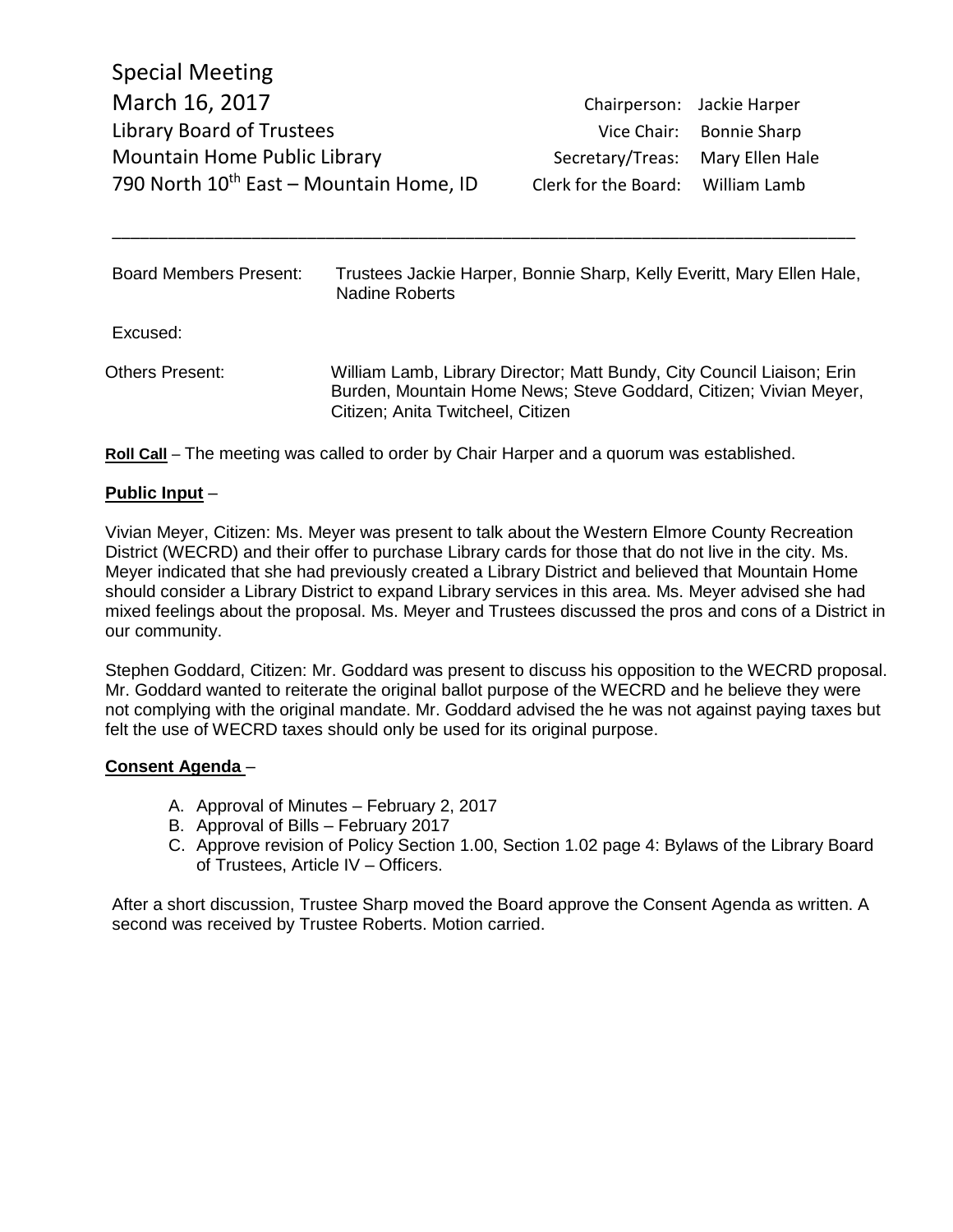Special Meeting
March 16, 2017
Library Board of Trustees
Mountain Home Public Library
790 North 10th East – Mountain Home, ID

Chairperson: Jackie Harper
Vice Chair: Bonnie Sharp
Secretary/Treas: Mary Ellen Hale
Clerk for the Board: William Lamb

---

| | |
|---|---|
| Board Members Present: | Trustees Jackie Harper, Bonnie Sharp, Kelly Everitt, Mary Ellen Hale, Nadine Roberts |
| Excused: | |
| Others Present: | William Lamb, Library Director; Matt Bundy, City Council Liaison; Erin Burden, Mountain Home News; Steve Goddard, Citizen; Vivian Meyer, Citizen; Anita Twitcheel, Citizen |

**Roll Call** – The meeting was called to order by Chair Harper and a quorum was established.

**Public Input** –

Vivian Meyer, Citizen: Ms. Meyer was present to talk about the Western Elmore County Recreation District (WECRD) and their offer to purchase Library cards for those that do not live in the city. Ms. Meyer indicated that she had previously created a Library District and believed that Mountain Home should consider a Library District to expand Library services in this area. Ms. Meyer advised she had mixed feelings about the proposal. Ms. Meyer and Trustees discussed the pros and cons of a District in our community.

Stephen Goddard, Citizen: Mr. Goddard was present to discuss his opposition to the WECRD proposal. Mr. Goddard wanted to reiterate the original ballot purpose of the WECRD and he believe they were not complying with the original mandate. Mr. Goddard advised the he was not against paying taxes but felt the use of WECRD taxes should only be used for its original purpose.

**Consent Agenda** –

A. Approval of Minutes – February 2, 2017
B. Approval of Bills – February 2017
C. Approve revision of Policy Section 1.00, Section 1.02 page 4: Bylaws of the Library Board of Trustees, Article IV – Officers.

After a short discussion, Trustee Sharp moved the Board approve the Consent Agenda as written. A second was received by Trustee Roberts. Motion carried.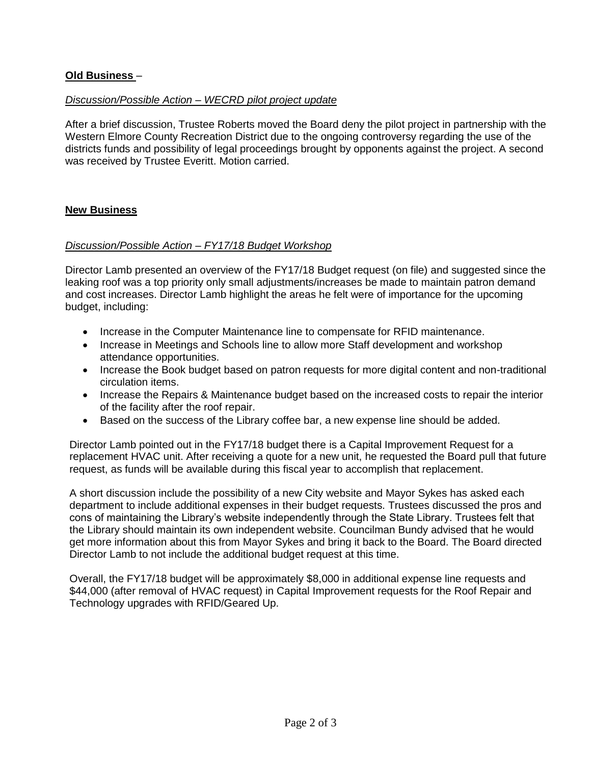## **Old Business** –

*Discussion/Possible Action – WECRD pilot project update*

After a brief discussion, Trustee Roberts moved the Board deny the pilot project in partnership with the Western Elmore County Recreation District due to the ongoing controversy regarding the use of the districts funds and possibility of legal proceedings brought by opponents against the project. A second was received by Trustee Everitt. Motion carried.

## **New Business**

*Discussion/Possible Action – FY17/18 Budget Workshop*

Director Lamb presented an overview of the FY17/18 Budget request (on file) and suggested since the leaking roof was a top priority only small adjustments/increases be made to maintain patron demand and cost increases. Director Lamb highlight the areas he felt were of importance for the upcoming budget, including:

- Increase in the Computer Maintenance line to compensate for RFID maintenance.
- Increase in Meetings and Schools line to allow more Staff development and workshop attendance opportunities.
- Increase the Book budget based on patron requests for more digital content and non-traditional circulation items.
- Increase the Repairs & Maintenance budget based on the increased costs to repair the interior of the facility after the roof repair.
- Based on the success of the Library coffee bar, a new expense line should be added.

Director Lamb pointed out in the FY17/18 budget there is a Capital Improvement Request for a replacement HVAC unit. After receiving a quote for a new unit, he requested the Board pull that future request, as funds will be available during this fiscal year to accomplish that replacement.

A short discussion include the possibility of a new City website and Mayor Sykes has asked each department to include additional expenses in their budget requests. Trustees discussed the pros and cons of maintaining the Library's website independently through the State Library. Trustees felt that the Library should maintain its own independent website. Councilman Bundy advised that he would get more information about this from Mayor Sykes and bring it back to the Board. The Board directed Director Lamb to not include the additional budget request at this time.

Overall, the FY17/18 budget will be approximately $8,000 in additional expense line requests and $44,000 (after removal of HVAC request) in Capital Improvement requests for the Roof Repair and Technology upgrades with RFID/Geared Up.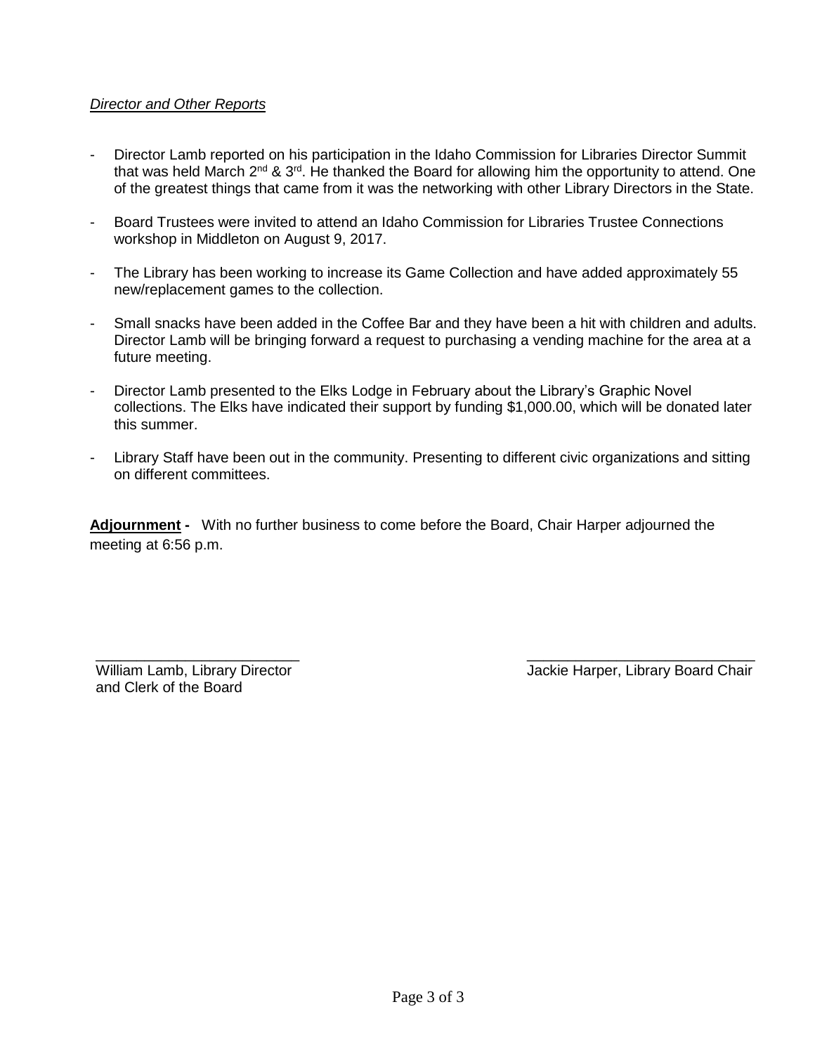*Director and Other Reports*

- Director Lamb reported on his participation in the Idaho Commission for Libraries Director Summit that was held March 2nd & 3rd. He thanked the Board for allowing him the opportunity to attend. One of the greatest things that came from it was the networking with other Library Directors in the State.

- Board Trustees were invited to attend an Idaho Commission for Libraries Trustee Connections workshop in Middleton on August 9, 2017.

- The Library has been working to increase its Game Collection and have added approximately 55 new/replacement games to the collection.

- Small snacks have been added in the Coffee Bar and they have been a hit with children and adults. Director Lamb will be bringing forward a request to purchasing a vending machine for the area at a future meeting.

- Director Lamb presented to the Elks Lodge in February about the Library's Graphic Novel collections. The Elks have indicated their support by funding $1,000.00, which will be donated later this summer.

- Library Staff have been out in the community. Presenting to different civic organizations and sitting on different committees.

**Adjournment -** With no further business to come before the Board, Chair Harper adjourned the meeting at 6:56 p.m.

___________________________
William Lamb, Library Director
and Clerk of the Board

___________________________
Jackie Harper, Library Board Chair